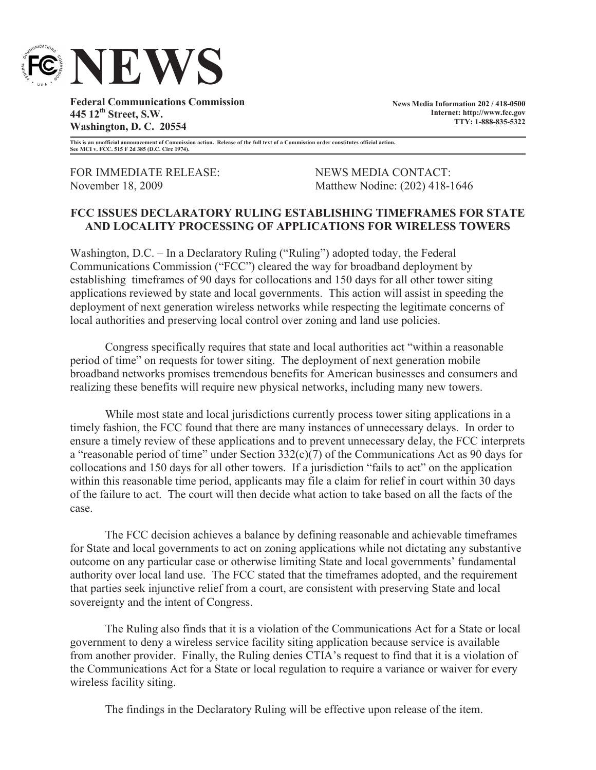# NEWS

**Federal Communications Commission**
**445 12th Street, S.W.**
**Washington, D. C. 20554**

**News Media Information 202 / 418-0500**
**Internet: http://www.fcc.gov**
**TTY: 1-888-835-5322**

**This is an unofficial announcement of Commission action. Release of the full text of a Commission order constitutes official action. See MCI v. FCC. 515 F 2d 385 (D.C. Circ 1974).**

FOR IMMEDIATE RELEASE:
November 18, 2009

NEWS MEDIA CONTACT:
Matthew Nodine: (202) 418-1646

## FCC ISSUES DECLARATORY RULING ESTABLISHING TIMEFRAMES FOR STATE AND LOCALITY PROCESSING OF APPLICATIONS FOR WIRELESS TOWERS

Washington, D.C. – In a Declaratory Ruling ("Ruling") adopted today, the Federal Communications Commission ("FCC") cleared the way for broadband deployment by establishing timeframes of 90 days for collocations and 150 days for all other tower siting applications reviewed by state and local governments. This action will assist in speeding the deployment of next generation wireless networks while respecting the legitimate concerns of local authorities and preserving local control over zoning and land use policies.

Congress specifically requires that state and local authorities act "within a reasonable period of time" on requests for tower siting. The deployment of next generation mobile broadband networks promises tremendous benefits for American businesses and consumers and realizing these benefits will require new physical networks, including many new towers.

While most state and local jurisdictions currently process tower siting applications in a timely fashion, the FCC found that there are many instances of unnecessary delays. In order to ensure a timely review of these applications and to prevent unnecessary delay, the FCC interprets a "reasonable period of time" under Section 332(c)(7) of the Communications Act as 90 days for collocations and 150 days for all other towers. If a jurisdiction "fails to act" on the application within this reasonable time period, applicants may file a claim for relief in court within 30 days of the failure to act. The court will then decide what action to take based on all the facts of the case.

The FCC decision achieves a balance by defining reasonable and achievable timeframes for State and local governments to act on zoning applications while not dictating any substantive outcome on any particular case or otherwise limiting State and local governments' fundamental authority over local land use. The FCC stated that the timeframes adopted, and the requirement that parties seek injunctive relief from a court, are consistent with preserving State and local sovereignty and the intent of Congress.

The Ruling also finds that it is a violation of the Communications Act for a State or local government to deny a wireless service facility siting application because service is available from another provider. Finally, the Ruling denies CTIA's request to find that it is a violation of the Communications Act for a State or local regulation to require a variance or waiver for every wireless facility siting.

The findings in the Declaratory Ruling will be effective upon release of the item.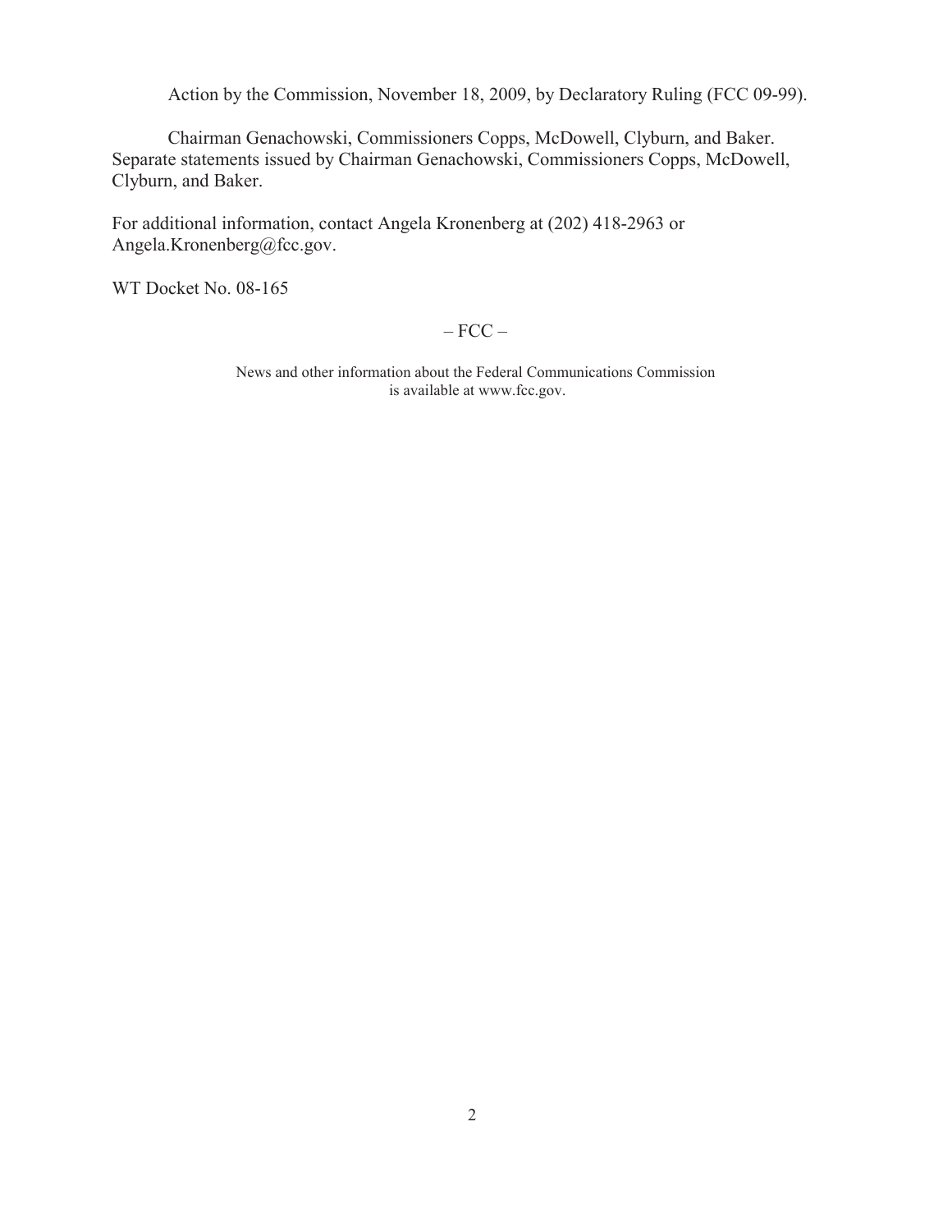Action by the Commission, November 18, 2009, by Declaratory Ruling (FCC 09-99).

Chairman Genachowski, Commissioners Copps, McDowell, Clyburn, and Baker. Separate statements issued by Chairman Genachowski, Commissioners Copps, McDowell, Clyburn, and Baker.

For additional information, contact Angela Kronenberg at (202) 418-2963 or Angela.Kronenberg@fcc.gov.

WT Docket No. 08-165

– FCC –

News and other information about the Federal Communications Commission is available at www.fcc.gov.